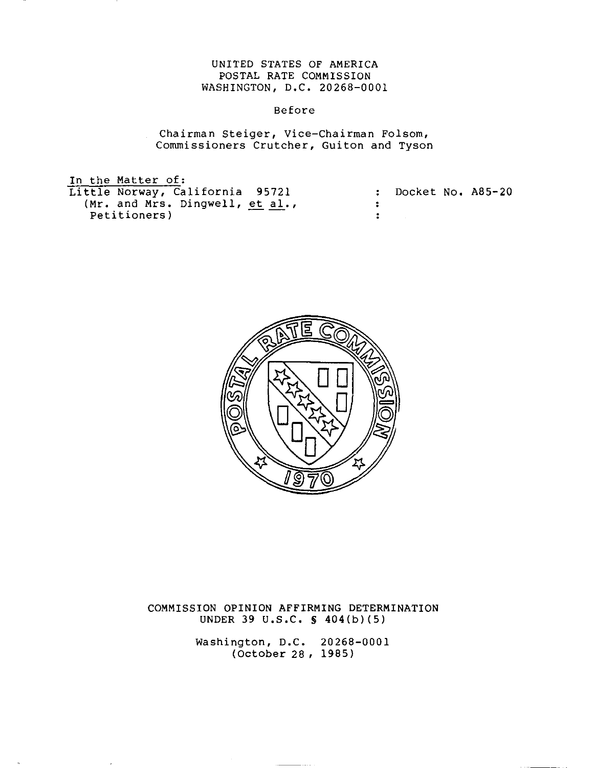UNITED STATES OF AMERICA
POSTAL RATE COMMISSION
WASHINGTON, D.C. 20268-0001

Before

Chairman Steiger, Vice-Chairman Folsom,
Commissioners Crutcher, Guiton and Tyson

In the Matter of:
Little Norway, California 95721
(Mr. and Mrs. Dingwell, *et al.*,
Petitioners)

: Docket No. A85-20

COMMISSION OPINION AFFIRMING DETERMINATION
UNDER 39 U.S.C. § 404(b)(5)

Washington, D.C. 20268-0001
(October 28, 1985)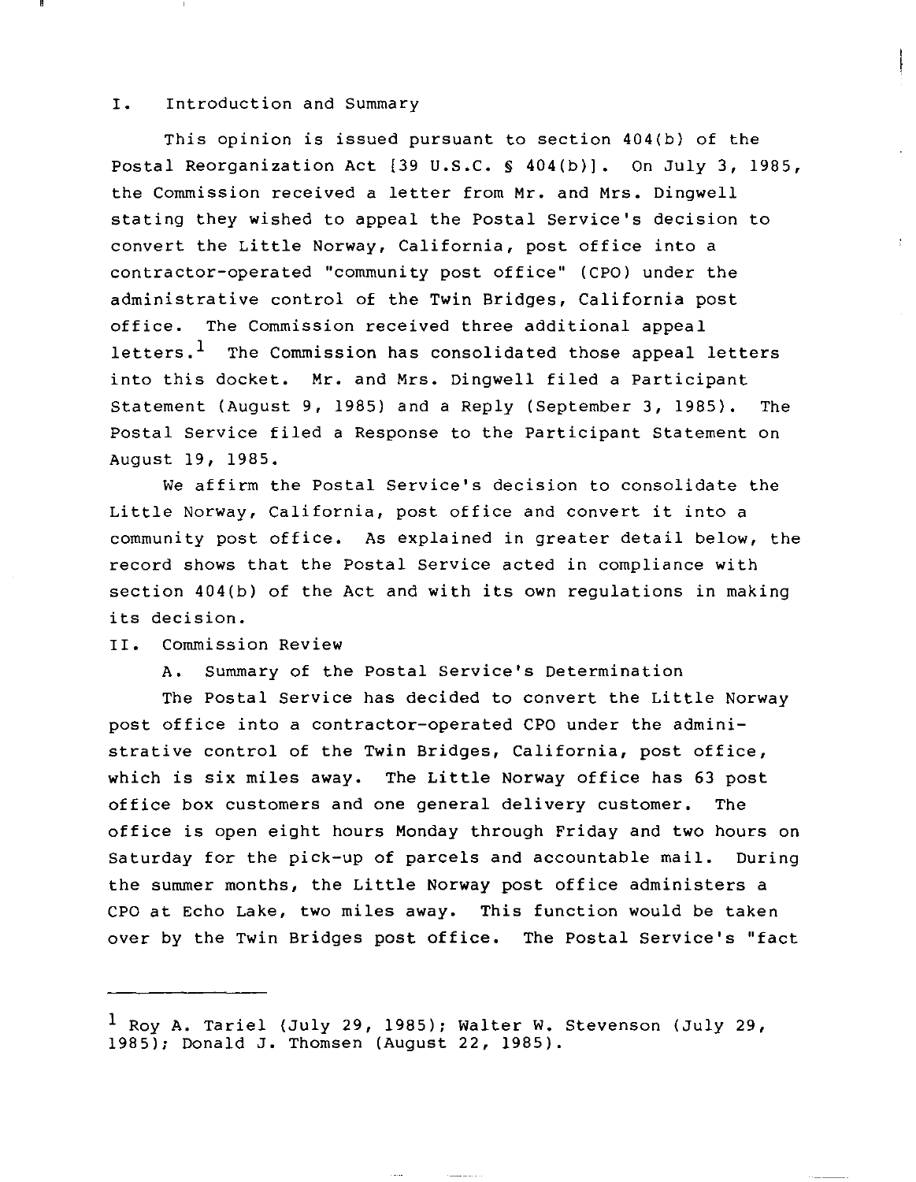## I. Introduction and Summary

This opinion is issued pursuant to section 404(b) of the Postal Reorganization Act [39 U.S.C. § 404(b)]. On July 3, 1985, the Commission received a letter from Mr. and Mrs. Dingwell stating they wished to appeal the Postal Service's decision to convert the Little Norway, California, post office into a contractor-operated "community post office" (CPO) under the administrative control of the Twin Bridges, California post office. The Commission received three additional appeal letters.[1] The Commission has consolidated those appeal letters into this docket. Mr. and Mrs. Dingwell filed a Participant Statement (August 9, 1985) and a Reply (September 3, 1985). The Postal Service filed a Response to the Participant Statement on August 19, 1985.

We affirm the Postal Service's decision to consolidate the Little Norway, California, post office and convert it into a community post office. As explained in greater detail below, the record shows that the Postal Service acted in compliance with section 404(b) of the Act and with its own regulations in making its decision.

## II. Commission Review

### A. Summary of the Postal Service's Determination

The Postal Service has decided to convert the Little Norway post office into a contractor-operated CPO under the administrative control of the Twin Bridges, California, post office, which is six miles away. The Little Norway office has 63 post office box customers and one general delivery customer. The office is open eight hours Monday through Friday and two hours on Saturday for the pick-up of parcels and accountable mail. During the summer months, the Little Norway post office administers a CPO at Echo Lake, two miles away. This function would be taken over by the Twin Bridges post office. The Postal Service's "fact

---

[1] Roy A. Tariel (July 29, 1985); Walter W. Stevenson (July 29, 1985); Donald J. Thomsen (August 22, 1985).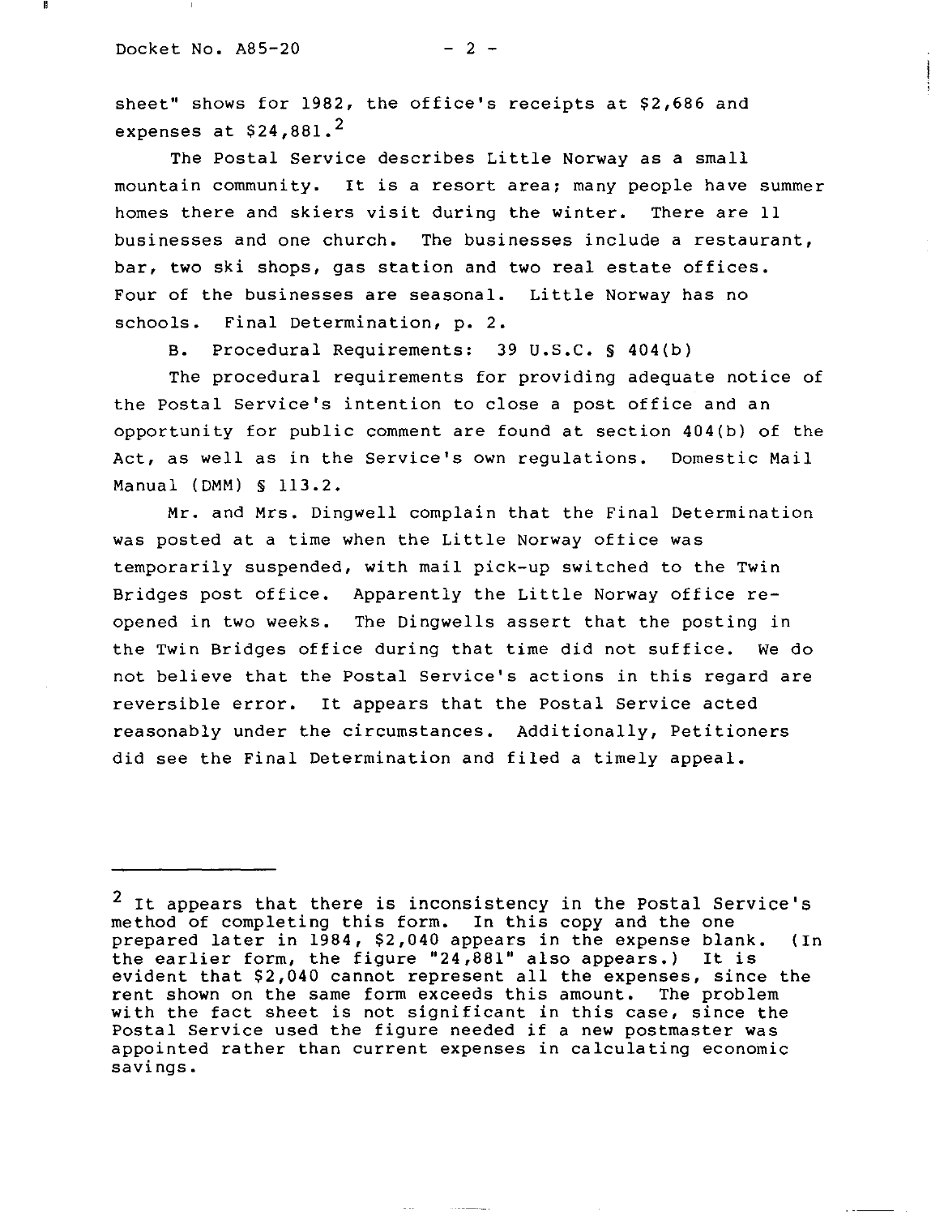sheet" shows for 1982, the office's receipts at $2,686 and expenses at $24,881.[2]

The Postal Service describes Little Norway as a small mountain community. It is a resort area; many people have summer homes there and skiers visit during the winter. There are 11 businesses and one church. The businesses include a restaurant, bar, two ski shops, gas station and two real estate offices. Four of the businesses are seasonal. Little Norway has no schools. Final Determination, p. 2.

B. Procedural Requirements: 39 U.S.C. § 404(b)

The procedural requirements for providing adequate notice of the Postal Service's intention to close a post office and an opportunity for public comment are found at section 404(b) of the Act, as well as in the Service's own regulations. Domestic Mail Manual (DMM) § 113.2.

Mr. and Mrs. Dingwell complain that the Final Determination was posted at a time when the Little Norway office was temporarily suspended, with mail pick-up switched to the Twin Bridges post office. Apparently the Little Norway office re-opened in two weeks. The Dingwells assert that the posting in the Twin Bridges office during that time did not suffice. We do not believe that the Postal Service's actions in this regard are reversible error. It appears that the Postal Service acted reasonably under the circumstances. Additionally, Petitioners did see the Final Determination and filed a timely appeal.

---

[2] It appears that there is inconsistency in the Postal Service's method of completing this form. In this copy and the one prepared later in 1984, $2,040 appears in the expense blank. (In the earlier form, the figure "24,881" also appears.) It is evident that $2,040 cannot represent all the expenses, since the rent shown on the same form exceeds this amount. The problem with the fact sheet is not significant in this case, since the Postal Service used the figure needed if a new postmaster was appointed rather than current expenses in calculating economic savings.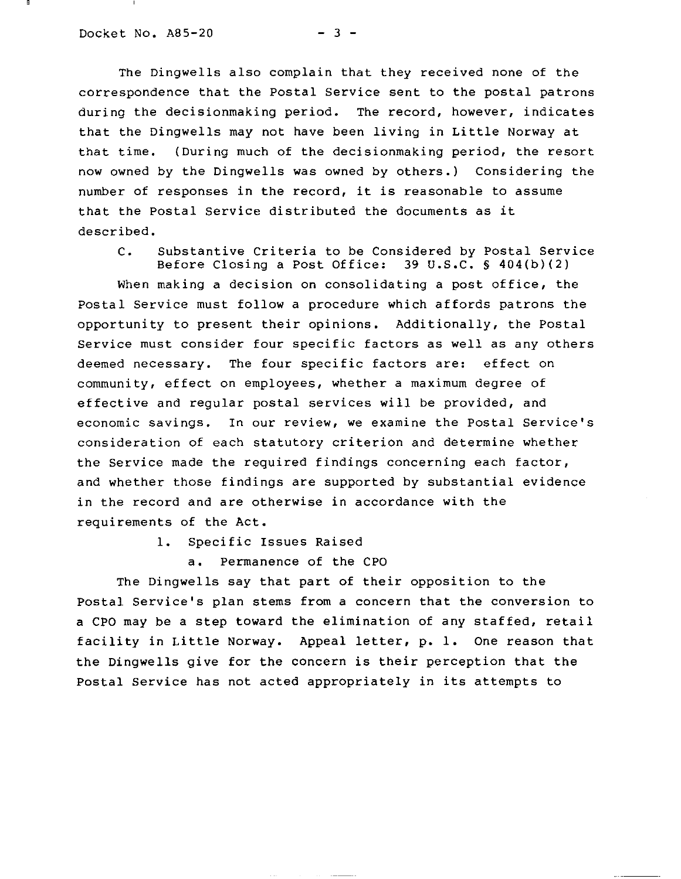The Dingwells also complain that they received none of the correspondence that the Postal Service sent to the postal patrons during the decisionmaking period. The record, however, indicates that the Dingwells may not have been living in Little Norway at that time. (During much of the decisionmaking period, the resort now owned by the Dingwells was owned by others.) Considering the number of responses in the record, it is reasonable to assume that the Postal Service distributed the documents as it described.

### C. Substantive Criteria to be Considered by Postal Service Before Closing a Post Office: 39 U.S.C. § 404(b)(2)

When making a decision on consolidating a post office, the Postal Service must follow a procedure which affords patrons the opportunity to present their opinions. Additionally, the Postal Service must consider four specific factors as well as any others deemed necessary. The four specific factors are: effect on community, effect on employees, whether a maximum degree of effective and regular postal services will be provided, and economic savings. In our review, we examine the Postal Service's consideration of each statutory criterion and determine whether the Service made the required findings concerning each factor, and whether those findings are supported by substantial evidence in the record and are otherwise in accordance with the requirements of the Act.

#### 1. Specific Issues Raised

##### a. Permanence of the CPO

The Dingwells say that part of their opposition to the Postal Service's plan stems from a concern that the conversion to a CPO may be a step toward the elimination of any staffed, retail facility in Little Norway. Appeal letter, p. 1. One reason that the Dingwells give for the concern is their perception that the Postal Service has not acted appropriately in its attempts to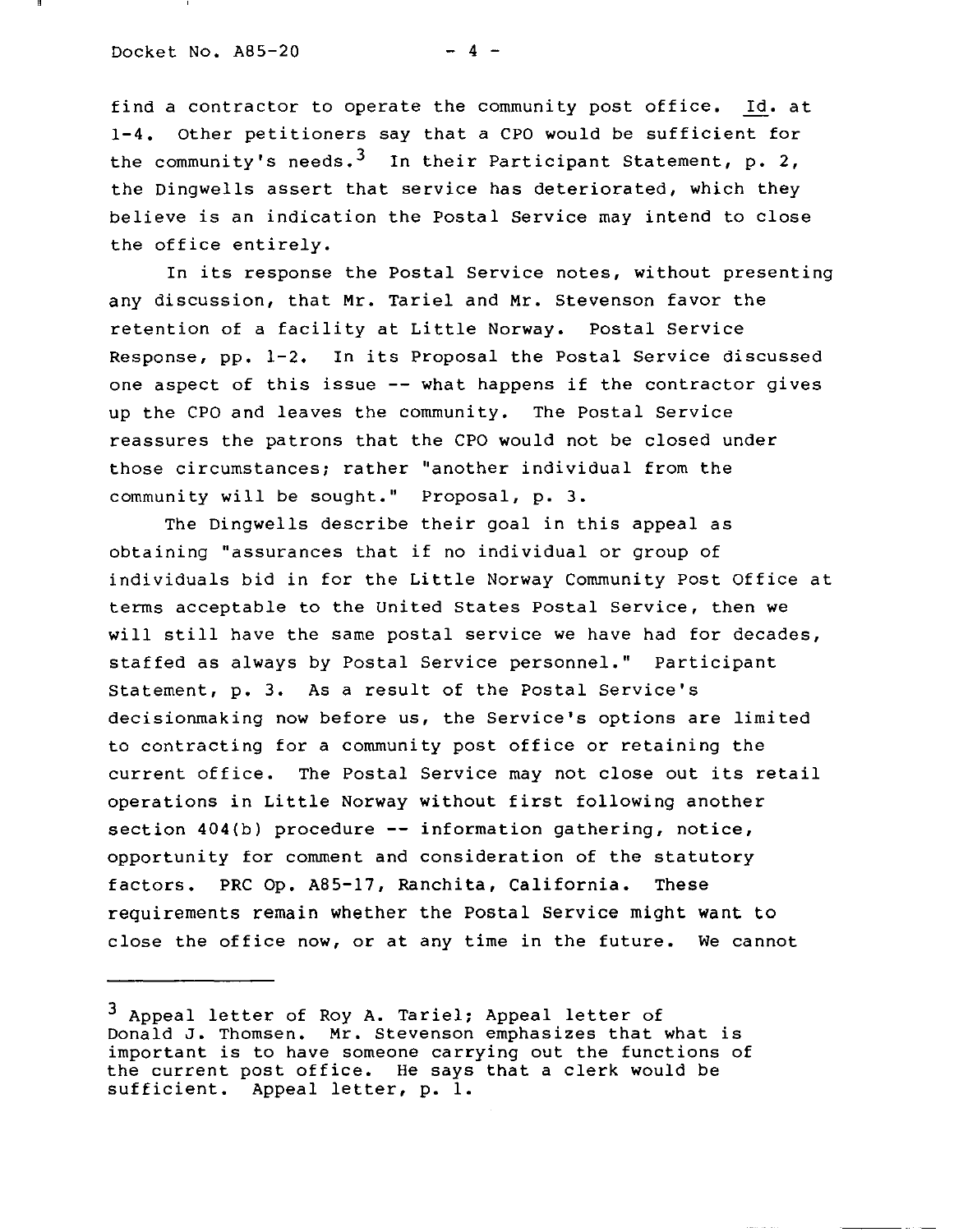find a contractor to operate the community post office. Id. at 1-4. Other petitioners say that a CPO would be sufficient for the community's needs.[3] In their Participant Statement, p. 2, the Dingwells assert that service has deteriorated, which they believe is an indication the Postal Service may intend to close the office entirely.

In its response the Postal Service notes, without presenting any discussion, that Mr. Tariel and Mr. Stevenson favor the retention of a facility at Little Norway. Postal Service Response, pp. 1-2. In its Proposal the Postal Service discussed one aspect of this issue -- what happens if the contractor gives up the CPO and leaves the community. The Postal Service reassures the patrons that the CPO would not be closed under those circumstances; rather "another individual from the community will be sought." Proposal, p. 3.

The Dingwells describe their goal in this appeal as obtaining "assurances that if no individual or group of individuals bid in for the Little Norway Community Post Office at terms acceptable to the United States Postal Service, then we will still have the same postal service we have had for decades, staffed as always by Postal Service personnel." Participant Statement, p. 3. As a result of the Postal Service's decisionmaking now before us, the Service's options are limited to contracting for a community post office or retaining the current office. The Postal Service may not close out its retail operations in Little Norway without first following another section 404(b) procedure -- information gathering, notice, opportunity for comment and consideration of the statutory factors. PRC Op. A85-17, Ranchita, California. These requirements remain whether the Postal Service might want to close the office now, or at any time in the future. We cannot

---

[3] Appeal letter of Roy A. Tariel; Appeal letter of Donald J. Thomsen. Mr. Stevenson emphasizes that what is important is to have someone carrying out the functions of the current post office. He says that a clerk would be sufficient. Appeal letter, p. 1.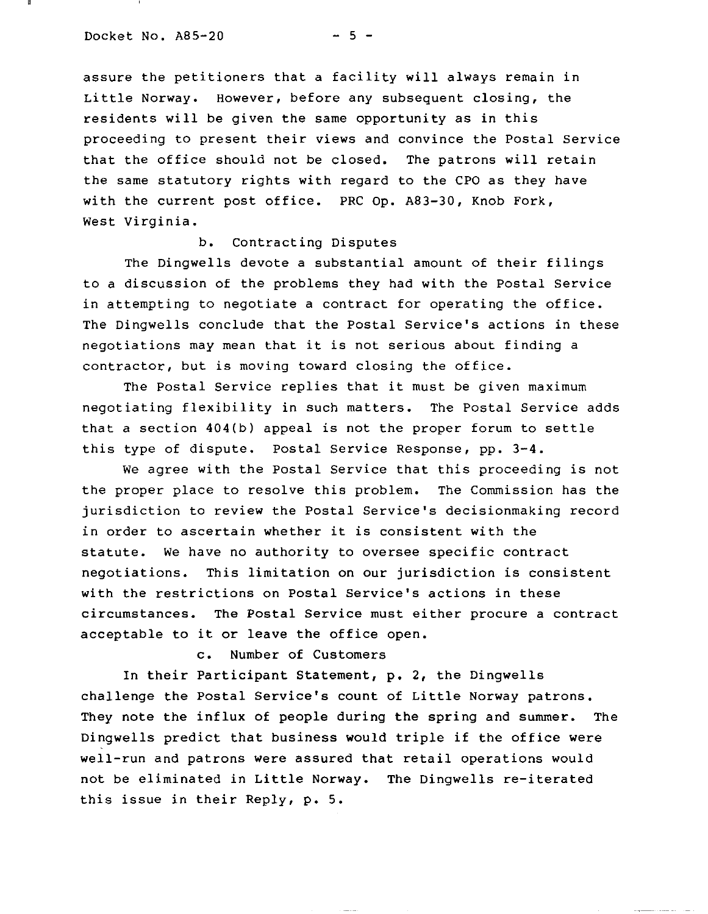assure the petitioners that a facility will always remain in Little Norway. However, before any subsequent closing, the residents will be given the same opportunity as in this proceeding to present their views and convince the Postal Service that the office should not be closed. The patrons will retain the same statutory rights with regard to the CPO as they have with the current post office. PRC Op. A83-30, Knob Fork, West Virginia.

b. Contracting Disputes

The Dingwells devote a substantial amount of their filings to a discussion of the problems they had with the Postal Service in attempting to negotiate a contract for operating the office. The Dingwells conclude that the Postal Service's actions in these negotiations may mean that it is not serious about finding a contractor, but is moving toward closing the office.

The Postal Service replies that it must be given maximum negotiating flexibility in such matters. The Postal Service adds that a section 404(b) appeal is not the proper forum to settle this type of dispute. Postal Service Response, pp. 3-4.

We agree with the Postal Service that this proceeding is not the proper place to resolve this problem. The Commission has the jurisdiction to review the Postal Service's decisionmaking record in order to ascertain whether it is consistent with the statute. We have no authority to oversee specific contract negotiations. This limitation on our jurisdiction is consistent with the restrictions on Postal Service's actions in these circumstances. The Postal Service must either procure a contract acceptable to it or leave the office open.

c. Number of Customers

In their Participant Statement, p. 2, the Dingwells challenge the Postal Service's count of Little Norway patrons. They note the influx of people during the spring and summer. The Dingwells predict that business would triple if the office were well-run and patrons were assured that retail operations would not be eliminated in Little Norway. The Dingwells re-iterated this issue in their Reply, p. 5.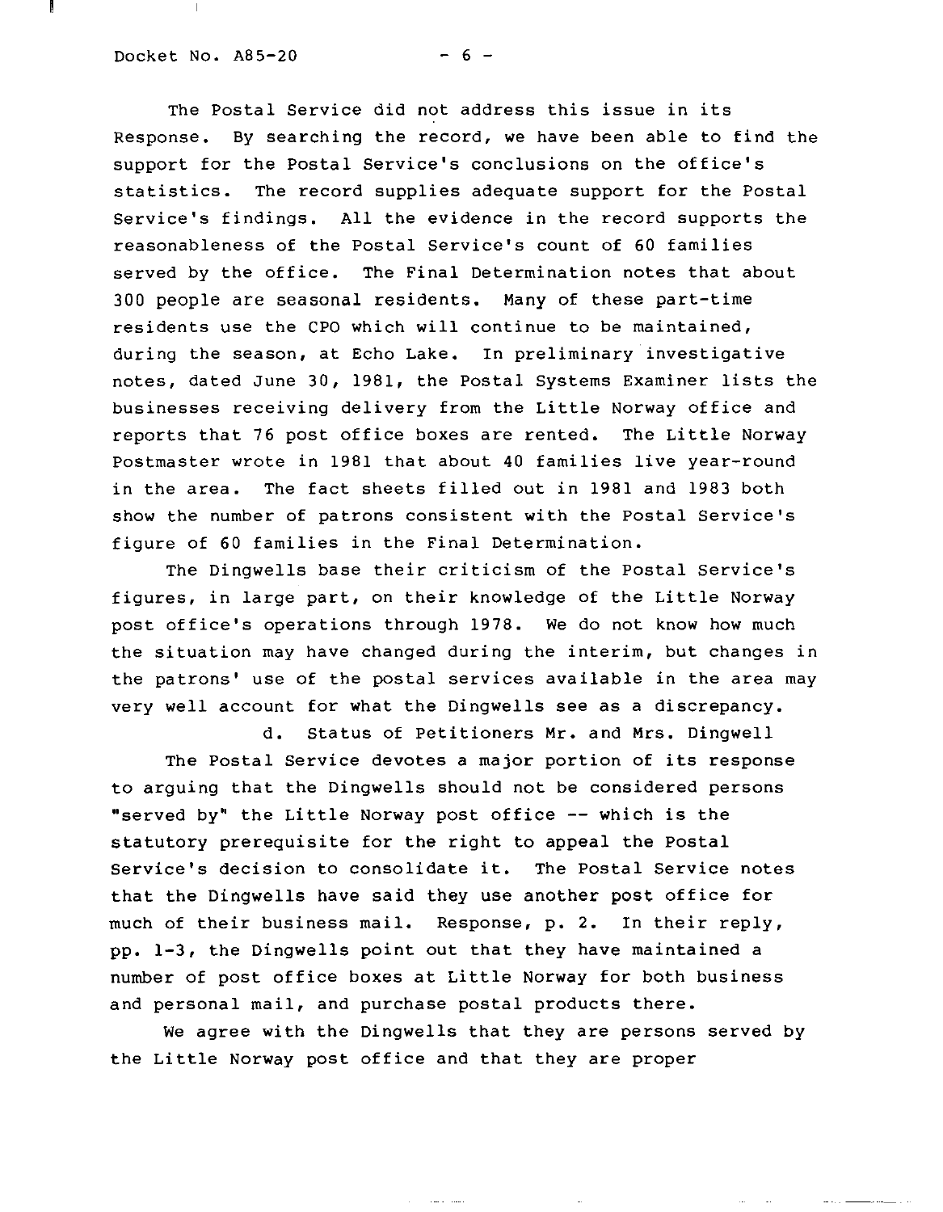The Postal Service did not address this issue in its Response. By searching the record, we have been able to find the support for the Postal Service's conclusions on the office's statistics. The record supplies adequate support for the Postal Service's findings. All the evidence in the record supports the reasonableness of the Postal Service's count of 60 families served by the office. The Final Determination notes that about 300 people are seasonal residents. Many of these part-time residents use the CPO which will continue to be maintained, during the season, at Echo Lake. In preliminary investigative notes, dated June 30, 1981, the Postal Systems Examiner lists the businesses receiving delivery from the Little Norway office and reports that 76 post office boxes are rented. The Little Norway Postmaster wrote in 1981 that about 40 families live year-round in the area. The fact sheets filled out in 1981 and 1983 both show the number of patrons consistent with the Postal Service's figure of 60 families in the Final Determination.

The Dingwells base their criticism of the Postal Service's figures, in large part, on their knowledge of the Little Norway post office's operations through 1978. We do not know how much the situation may have changed during the interim, but changes in the patrons' use of the postal services available in the area may very well account for what the Dingwells see as a discrepancy.

d. Status of Petitioners Mr. and Mrs. Dingwell

The Postal Service devotes a major portion of its response to arguing that the Dingwells should not be considered persons "served by" the Little Norway post office -- which is the statutory prerequisite for the right to appeal the Postal Service's decision to consolidate it. The Postal Service notes that the Dingwells have said they use another post office for much of their business mail. Response, p. 2. In their reply, pp. 1-3, the Dingwells point out that they have maintained a number of post office boxes at Little Norway for both business and personal mail, and purchase postal products there.

We agree with the Dingwells that they are persons served by the Little Norway post office and that they are proper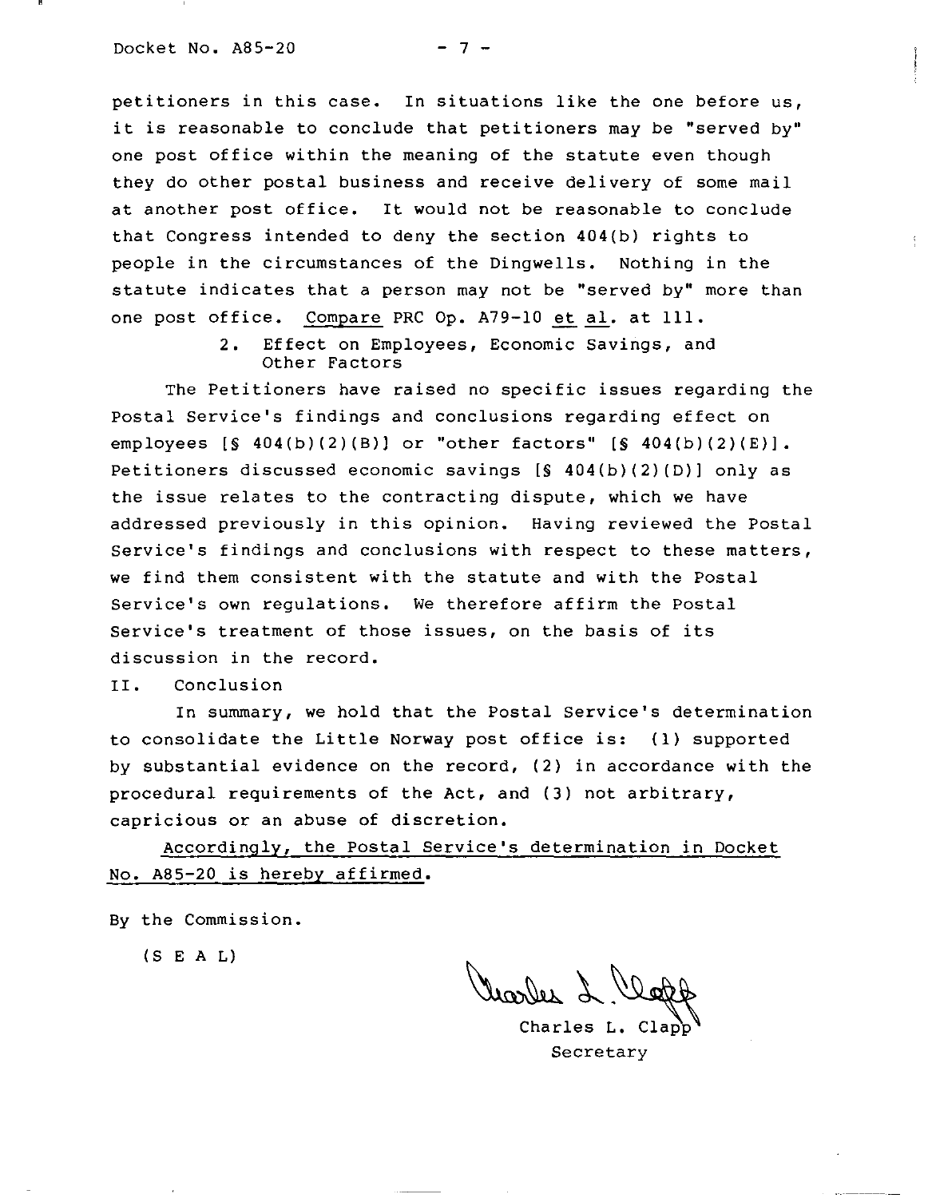petitioners in this case. In situations like the one before us, it is reasonable to conclude that petitioners may be "served by" one post office within the meaning of the statute even though they do other postal business and receive delivery of some mail at another post office. It would not be reasonable to conclude that Congress intended to deny the section 404(b) rights to people in the circumstances of the Dingwells. Nothing in the statute indicates that a person may not be "served by" more than one post office. Compare PRC Op. A79-10 et al. at 111.

### 2. Effect on Employees, Economic Savings, and Other Factors

The Petitioners have raised no specific issues regarding the Postal Service's findings and conclusions regarding effect on employees [§ 404(b)(2)(B)] or "other factors" [§ 404(b)(2)(E)]. Petitioners discussed economic savings [§ 404(b)(2)(D)] only as the issue relates to the contracting dispute, which we have addressed previously in this opinion. Having reviewed the Postal Service's findings and conclusions with respect to these matters, we find them consistent with the statute and with the Postal Service's own regulations. We therefore affirm the Postal Service's treatment of those issues, on the basis of its discussion in the record.

## II. Conclusion

In summary, we hold that the Postal Service's determination to consolidate the Little Norway post office is: (1) supported by substantial evidence on the record, (2) in accordance with the procedural requirements of the Act, and (3) not arbitrary, capricious or an abuse of discretion.

Accordingly, the Postal Service's determination in Docket No. A85-20 is hereby affirmed.

By the Commission.

(S E A L)

Charles L. Clapp
Secretary